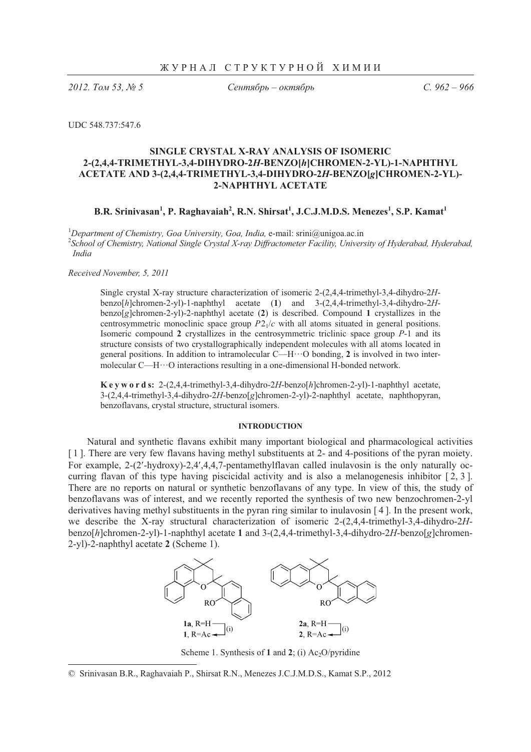UDC 548.737:547.6

# SINGLE CRYSTAL X-RAY ANALYSIS OF ISOMERIC 2-(2,4,4-TRIMETHYL-3,4-DIHYDRO-2*H*-BENZO[*h*]CHROMEN-2-YL)-1-NAPHTHYL ACETATE AND 3-(2,4,4-TRIMETHYL-3,4-DIHYDRO-2*H*-BENZO[*g*]CHROMEN-2-YL)-2-NAPHTHYL ACETATE

**B.R. Srinivasan[1], P. Raghavaiah[2], R.N. Shirsat[1], J.C.J.M.D.S. Menezes[1], S.P. Kamat[1]**

[1]*Department of Chemistry, Goa University, Goa, India,* e-mail: srini@unigoa.ac.in
[2]*School of Chemistry, National Single Crystal X-ray Diffractometer Facility, University of Hyderabad, Hyderabad, India*

*Received November, 5, 2011*

Single crystal X-ray structure characterization of isomeric 2-(2,4,4-trimethyl-3,4-dihydro-2*H*-benzo[*h*]chromen-2-yl)-1-naphthyl acetate (**1**) and 3-(2,4,4-trimethyl-3,4-dihydro-2*H*-benzo[*g*]chromen-2-yl)-2-naphthyl acetate (**2**) is described. Compound **1** crystallizes in the centrosymmetric monoclinic space group $P2_1/c$ with all atoms situated in general positions. Isomeric compound **2** crystallizes in the centrosymmetric triclinic space group *P*-1 and its structure consists of two crystallographically independent molecules with all atoms located in general positions. In addition to intramolecular C—H···O bonding, **2** is involved in two intermolecular C—H···O interactions resulting in a one-dimensional H-bonded network.

**K e y w o r d s:** 2-(2,4,4-trimethyl-3,4-dihydro-2*H*-benzo[*h*]chromen-2-yl)-1-naphthyl acetate, 3-(2,4,4-trimethyl-3,4-dihydro-2*H*-benzo[*g*]chromen-2-yl)-2-naphthyl acetate, naphthopyran, benzoflavans, crystal structure, structural isomers.

## INTRODUCTION

Natural and synthetic flavans exhibit many important biological and pharmacological activities [ 1 ]. There are very few flavans having methyl substituents at 2- and 4-positions of the pyran moiety. For example, 2-(2′-hydroxy)-2,4′,4,4,7-pentamethylflavan called inulavosin is the only naturally occurring flavan of this type having piscicidal activity and is also a melanogenesis inhibitor [ 2, 3 ]. There are no reports on natural or synthetic benzoflavans of any type. In view of this, the study of benzoflavans was of interest, and we recently reported the synthesis of two new benzochromen-2-yl derivatives having methyl substituents in the pyran ring similar to inulavosin [ 4 ]. In the present work, we describe the X-ray structural characterization of isomeric 2-(2,4,4-trimethyl-3,4-dihydro-2*H*-benzo[*h*]chromen-2-yl)-1-naphthyl acetate **1** and 3-(2,4,4-trimethyl-3,4-dihydro-2*H*-benzo[*g*]chromen-2-yl)-2-naphthyl acetate **2** (Scheme 1).

RO

**1a**, R=H (i)
**1**, R=Ac

RO

**2a**, R=H (i)
**2**, R=Ac

Scheme 1. Synthesis of **1** and **2**; (i) $Ac_2O$/pyridine

© Srinivasan B.R., Raghavaiah P., Shirsat R.N., Menezes J.C.J.M.D.S., Kamat S.P., 2012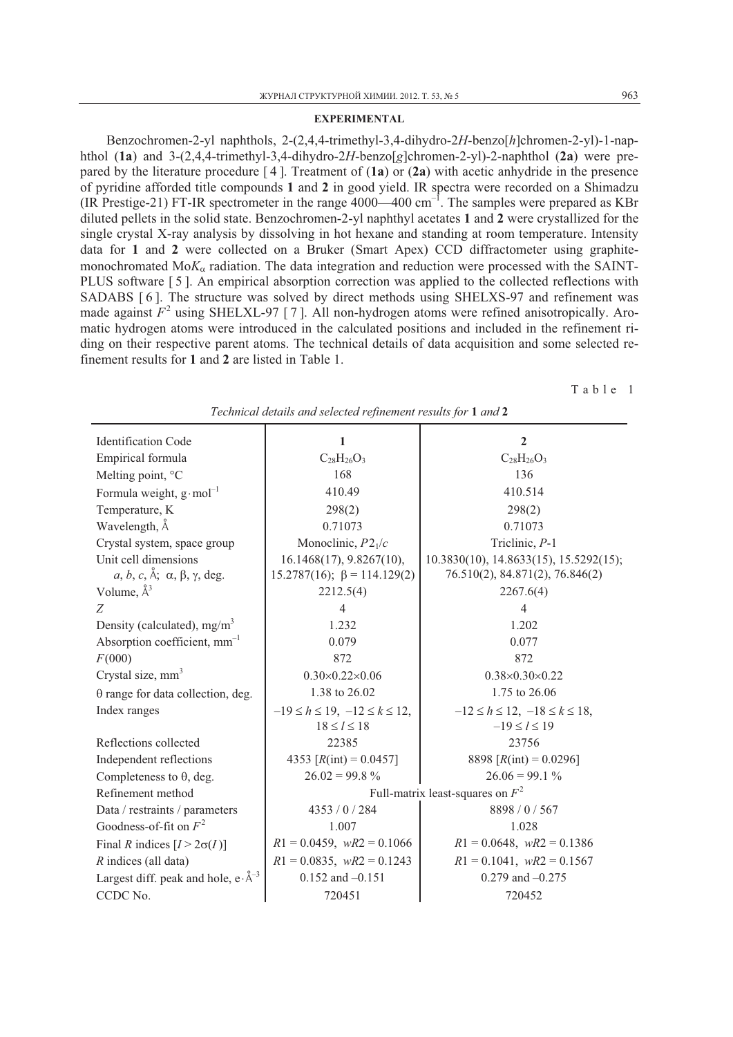## EXPERIMENTAL

Benzochromen-2-yl naphthols, 2-(2,4,4-trimethyl-3,4-dihydro-2*H*-benzo[*h*]chromen-2-yl)-1-naphthol (**1a**) and 3-(2,4,4-trimethyl-3,4-dihydro-2*H*-benzo[*g*]chromen-2-yl)-2-naphthol (**2a**) were prepared by the literature procedure [4]. Treatment of (**1a**) or (**2a**) with acetic anhydride in the presence of pyridine afforded title compounds **1** and **2** in good yield. IR spectra were recorded on a Shimadzu (IR Prestige-21) FT-IR spectrometer in the range 4000—400 $cm^{-1}$. The samples were prepared as KBr diluted pellets in the solid state. Benzochromen-2-yl naphthyl acetates **1** and **2** were crystallized for the single crystal X-ray analysis by dissolving in hot hexane and standing at room temperature. Intensity data for **1** and **2** were collected on a Bruker (Smart Apex) CCD diffractometer using graphite-monochromated Mo$K_\alpha$ radiation. The data integration and reduction were processed with the SAINT-PLUS software [5]. An empirical absorption correction was applied to the collected reflections with SADABS [6]. The structure was solved by direct methods using SHELXS-97 and refinement was made against $F^2$ using SHELXL-97 [7]. All non-hydrogen atoms were refined anisotropically. Aromatic hydrogen atoms were introduced in the calculated positions and included in the refinement riding on their respective parent atoms. The technical details of data acquisition and some selected refinement results for **1** and **2** are listed in Table 1.

Table 1

*Technical details and selected refinement results for* **1** *and* **2**

| Identification Code | **1** | **2** |
|---|---|---|
| Empirical formula | $C_{28}H_{26}O_3$ | $C_{28}H_{26}O_3$ |
| Melting point, °C | 168 | 136 |
| Formula weight, $g \cdot mol^{-1}$ | 410.49 | 410.514 |
| Temperature, K | 298(2) | 298(2) |
| Wavelength, Å | 0.71073 | 0.71073 |
| Crystal system, space group | Monoclinic, $P2_1/c$ | Triclinic, *P*-1 |
| Unit cell dimensions *a*, *b*, *c*, Å; α, β, γ, deg. | 16.1468(17), 9.8267(10), 15.2787(16); β = 114.129(2) | 10.3830(10), 14.8633(15), 15.5292(15); 76.510(2), 84.871(2), 76.846(2) |
| Volume, $Å^3$ | 2212.5(4) | 2267.6(4) |
| *Z* | 4 | 4 |
| Density (calculated), $mg/m^3$ | 1.232 | 1.202 |
| Absorption coefficient, $mm^{-1}$ | 0.079 | 0.077 |
| *F*(000) | 872 | 872 |
| Crystal size, $mm^3$ | 0.30×0.22×0.06 | 0.38×0.30×0.22 |
| θ range for data collection, deg. | 1.38 to 26.02 | 1.75 to 26.06 |
| Index ranges | $-19 \le h \le 19$, $-12 \le k \le 12$, $18 \le l \le 18$ | $-12 \le h \le 12$, $-18 \le k \le 18$, $-19 \le l \le 19$ |
| Reflections collected | 22385 | 23756 |
| Independent reflections | 4353 [*R*(int) = 0.0457] | 8898 [*R*(int) = 0.0296] |
| Completeness to θ, deg. | 26.02 = 99.8 % | 26.06 = 99.1 % |
| Refinement method | Full-matrix least-squares on $F^2$ | |
| Data / restraints / parameters | 4353 / 0 / 284 | 8898 / 0 / 567 |
| Goodness-of-fit on $F^2$ | 1.007 | 1.028 |
| Final *R* indices [$I > 2\sigma(I)$] | $R1 = 0.0459$, $wR2 = 0.1066$ | $R1 = 0.0648$, $wR2 = 0.1386$ |
| *R* indices (all data) | $R1 = 0.0835$, $wR2 = 0.1243$ | $R1 = 0.1041$, $wR2 = 0.1567$ |
| Largest diff. peak and hole, $e \cdot Å^{-3}$ | 0.152 and –0.151 | 0.279 and –0.275 |
| CCDC No. | 720451 | 720452 |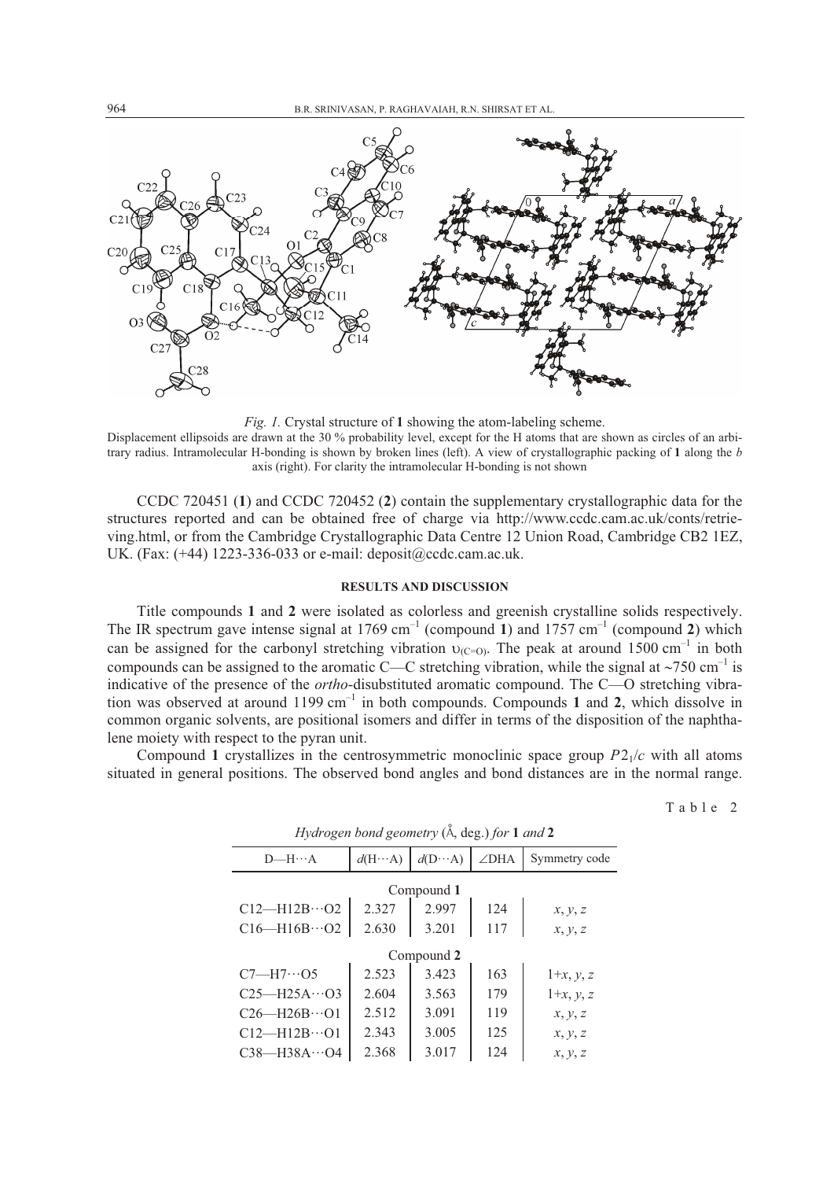*Fig. 1.* Crystal structure of **1** showing the atom-labeling scheme.

Displacement ellipsoids are drawn at the 30 % probability level, except for the H atoms that are shown as circles of an arbitrary radius. Intramolecular H-bonding is shown by broken lines (left). A view of crystallographic packing of **1** along the *b* axis (right). For clarity the intramolecular H-bonding is not shown

CCDC 720451 (**1**) and CCDC 720452 (**2**) contain the supplementary crystallographic data for the structures reported and can be obtained free of charge via http://www.ccdc.cam.ac.uk/conts/retrieving.html, or from the Cambridge Crystallographic Data Centre 12 Union Road, Cambridge CB2 1EZ, UK. (Fax: (+44) 1223-336-033 or e-mail: deposit@ccdc.cam.ac.uk.

## RESULTS AND DISCUSSION

Title compounds **1** and **2** were isolated as colorless and greenish crystalline solids respectively. The IR spectrum gave intense signal at 1769 cm$^{-1}$ (compound **1**) and 1757 cm$^{-1}$ (compound **2**) which can be assigned for the carbonyl stretching vibration $\upsilon_{(C=O)}$. The peak at around 1500 cm$^{-1}$ in both compounds can be assigned to the aromatic C—C stretching vibration, while the signal at ~750 cm$^{-1}$ is indicative of the presence of the *ortho*-disubstituted aromatic compound. The C—O stretching vibration was observed at around 1199 cm$^{-1}$ in both compounds. Compounds **1** and **2**, which dissolve in common organic solvents, are positional isomers and differ in terms of the disposition of the naphthalene moiety with respect to the pyran unit.

Compound **1** crystallizes in the centrosymmetric monoclinic space group $P2_1/c$ with all atoms situated in general positions. The observed bond angles and bond distances are in the normal range.

Table 2

*Hydrogen bond geometry* (Å, deg.) *for* **1** *and* **2**

| D—H···A | $d$(H···A) | $d$(D···A) | ∠DHA | Symmetry code |
|---|---|---|---|---|
| Compound **1** | | | | |
| C12—H12B···O2 | 2.327 | 2.997 | 124 | *x*, *y*, *z* |
| C16—H16B···O2 | 2.630 | 3.201 | 117 | *x*, *y*, *z* |
| Compound **2** | | | | |
| C7—H7···O5 | 2.523 | 3.423 | 163 | 1+*x*, *y*, *z* |
| C25—H25A···O3 | 2.604 | 3.563 | 179 | 1+*x*, *y*, *z* |
| C26—H26B···O1 | 2.512 | 3.091 | 119 | *x*, *y*, *z* |
| C12—H12B···O1 | 2.343 | 3.005 | 125 | *x*, *y*, *z* |
| C38—H38A···O4 | 2.368 | 3.017 | 124 | *x*, *y*, *z* |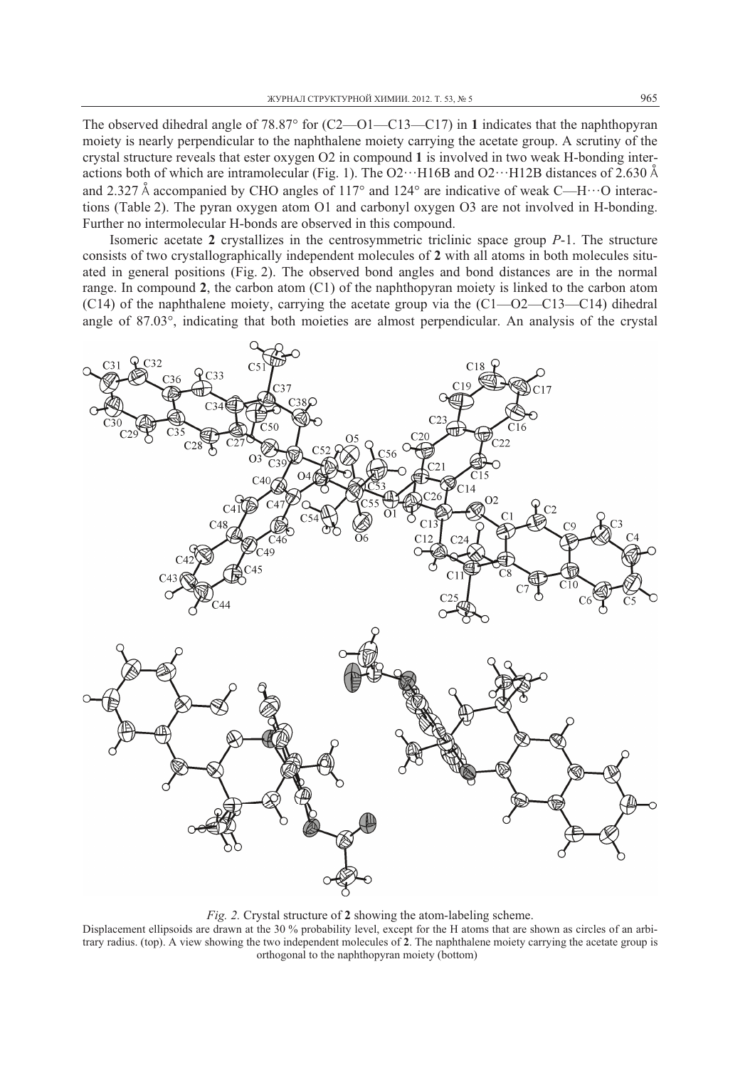The observed dihedral angle of 78.87° for (C2—O1—C13—C17) in **1** indicates that the naphthopyran moiety is nearly perpendicular to the naphthalene moiety carrying the acetate group. A scrutiny of the crystal structure reveals that ester oxygen O2 in compound **1** is involved in two weak H-bonding interactions both of which are intramolecular (Fig. 1). The O2···H16B and O2···H12B distances of 2.630 Å and 2.327 Å accompanied by CHO angles of 117° and 124° are indicative of weak C—H···O interactions (Table 2). The pyran oxygen atom O1 and carbonyl oxygen O3 are not involved in H-bonding. Further no intermolecular H-bonds are observed in this compound.

Isomeric acetate **2** crystallizes in the centrosymmetric triclinic space group *P*-1. The structure consists of two crystallographically independent molecules of **2** with all atoms in both molecules situated in general positions (Fig. 2). The observed bond angles and bond distances are in the normal range. In compound **2**, the carbon atom (C1) of the naphthopyran moiety is linked to the carbon atom (C14) of the naphthalene moiety, carrying the acetate group via the (C1—O2—C13—C14) dihedral angle of 87.03°, indicating that both moieties are almost perpendicular. An analysis of the crystal

*Fig. 2.* Crystal structure of **2** showing the atom-labeling scheme.
Displacement ellipsoids are drawn at the 30 % probability level, except for the H atoms that are shown as circles of an arbitrary radius. (top). A view showing the two independent molecules of **2**. The naphthalene moiety carrying the acetate group is orthogonal to the naphthopyran moiety (bottom)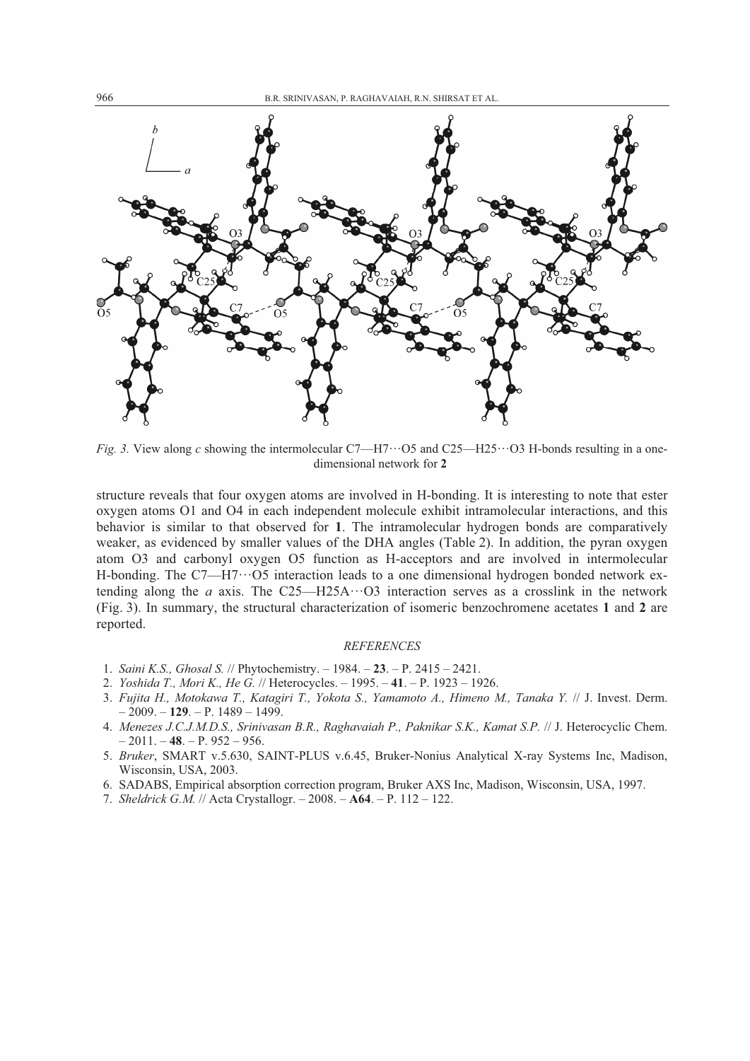*Fig. 3.* View along *c* showing the intermolecular C7—H7···O5 and C25—H25···O3 H-bonds resulting in a one-dimensional network for **2**

structure reveals that four oxygen atoms are involved in H-bonding. It is interesting to note that ester oxygen atoms O1 and O4 in each independent molecule exhibit intramolecular interactions, and this behavior is similar to that observed for **1**. The intramolecular hydrogen bonds are comparatively weaker, as evidenced by smaller values of the DHA angles (Table 2). In addition, the pyran oxygen atom O3 and carbonyl oxygen O5 function as H-acceptors and are involved in intermolecular H-bonding. The C7—H7···O5 interaction leads to a one dimensional hydrogen bonded network extending along the *a* axis. The C25—H25A···O3 interaction serves as a crosslink in the network (Fig. 3). In summary, the structural characterization of isomeric benzochromene acetates **1** and **2** are reported.

## *REFERENCES*

1. *Saini K.S., Ghosal S.* // Phytochemistry. – 1984. – **23**. – P. 2415 – 2421.
2. *Yoshida T., Mori K., He G.* // Heterocycles. – 1995. – **41**. – P. 1923 – 1926.
3. *Fujita H., Motokawa T., Katagiri T., Yokota S., Yamamoto A., Himeno M., Tanaka Y.* // J. Invest. Derm. – 2009. – **129**. – P. 1489 – 1499.
4. *Menezes J.C.J.M.D.S., Srinivasan B.R., Raghavaiah P., Paknikar S.K., Kamat S.P.* // J. Heterocyclic Chem. – 2011. – **48**. – P. 952 – 956.
5. *Bruker*, SMART v.5.630, SAINT-PLUS v.6.45, Bruker-Nonius Analytical X-ray Systems Inc, Madison, Wisconsin, USA, 2003.
6. SADABS, Empirical absorption correction program, Bruker AXS Inc, Madison, Wisconsin, USA, 1997.
7. *Sheldrick G.M.* // Acta Crystallogr. – 2008. – **A64**. – P. 112 – 122.